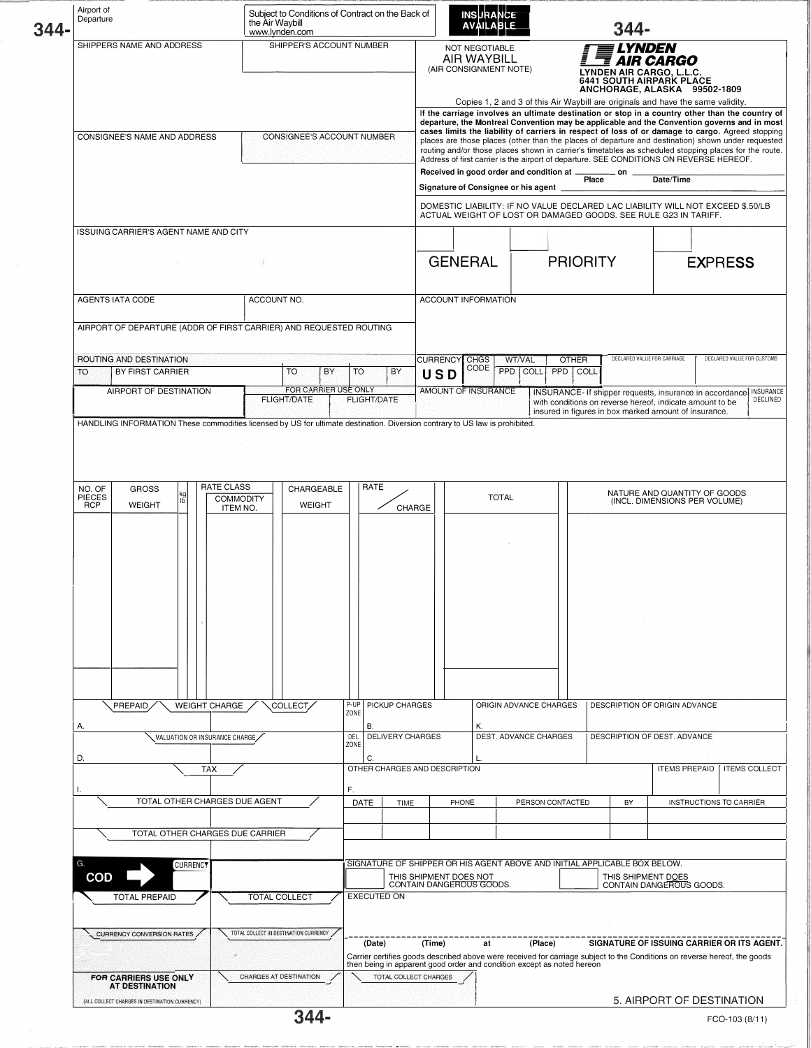344-

Airport of Departure

Subject to Conditions of Contract on the Back of the Air Waybill
www.lynden.com

INSURANCE AVAILABLE

344-

| SHIPPERS NAME AND ADDRESS | SHIPPER'S ACCOUNT NUMBER |
|---|---|
| | |

NOT NEGOTIABLE
AIR WAYBILL
(AIR CONSIGNMENT NOTE)

**LYNDEN AIR CARGO**
**LYNDEN AIR CARGO, L.L.C.**
**6441 SOUTH AIRPARK PLACE**
**ANCHORAGE, ALASKA 99502-1809**

Copies 1, 2 and 3 of this Air Waybill are originals and have the same validity.

| CONSIGNEE'S NAME AND ADDRESS | CONSIGNEE'S ACCOUNT NUMBER |
|---|---|
| | |

**If the carriage involves an ultimate destination or stop in a country other than the country of departure, the Montreal Convention may be applicable and the Convention governs and in most cases limits the liability of carriers in respect of loss of or damage to cargo.** Agreed stopping places are those places (other than the places of departure and destination) shown under requested routing and/or those places shown in carrier's timetables as scheduled stopping places for the route. Address of first carrier is the airport of departure. SEE CONDITIONS ON REVERSE HEREOF.

**Received in good order and condition at** ________ **on** ________
Place Date/Time

**Signature of Consignee or his agent** ________

DOMESTIC LIABILITY: IF NO VALUE DECLARED LAC LIABILITY WILL NOT EXCEED $.50/LB ACTUAL WEIGHT OF LOST OR DAMAGED GOODS. SEE RULE G23 IN TARIFF.

ISSUING CARRIER'S AGENT NAME AND CITY

| GENERAL | PRIORITY | EXPRESS |
|---|---|---|
| | | |

| AGENTS IATA CODE | ACCOUNT NO. |
|---|---|
| | |

ACCOUNT INFORMATION

AIRPORT OF DEPARTURE (ADDR OF FIRST CARRIER) AND REQUESTED ROUTING

ROUTING AND DESTINATION

| TO | BY FIRST CARRIER | TO | BY | TO | BY |
|---|---|---|---|---|---|
| | | | | | |

| CURRENCY | CHGS CODE | WT/VAL PPD | WT/VAL COLL | OTHER PPD | OTHER COLL | DECLARED VALUE FOR CARRIAGE | DECLARED VALUE FOR CUSTOMS |
|---|---|---|---|---|---|---|---|
| USD | | | | | | | |

| AIRPORT OF DESTINATION | FOR CARRIER USE ONLY FLIGHT/DATE | FLIGHT/DATE | AMOUNT OF INSURANCE | INSURANCE- If shipper requests, insurance in accordance with conditions on reverse hereof, indicate amount to be insured in figures in box marked amount of insurance. | INSURANCE DECLINED |
|---|---|---|---|---|---|
| | | | | | |

HANDLING INFORMATION These commodities licensed by US for ultimate destination. Diversion contrary to US law is prohibited.

| NO. OF PIECES RCP | GROSS WEIGHT | kg lb | RATE CLASS COMMODITY ITEM NO. | CHARGEABLE WEIGHT | RATE / CHARGE | TOTAL | NATURE AND QUANTITY OF GOODS (INCL. DIMENSIONS PER VOLUME) |
|---|---|---|---|---|---|---|---|
| | | | | | | | |

| PREPAID | WEIGHT CHARGE | COLLECT | P-UP ZONE | PICKUP CHARGES | ORIGIN ADVANCE CHARGES | DESCRIPTION OF ORIGIN ADVANCE |
|---|---|---|---|---|---|---|
| A. | | | | B. | K. | |
| | VALUATION OR INSURANCE CHARGE | | DEL ZONE | DELIVERY CHARGES | DEST. ADVANCE CHARGES | DESCRIPTION OF DEST. ADVANCE |
| D. | | | | C. | L. | |

| TAX | OTHER CHARGES AND DESCRIPTION | ITEMS PREPAID | ITEMS COLLECT |
|---|---|---|---|
| I. | F. | | |

TOTAL OTHER CHARGES DUE AGENT

| DATE | TIME | PHONE | PERSON CONTACTED | BY | INSTRUCTIONS TO CARRIER |
|---|---|---|---|---|---|
| | | | | | |
| | | | | | |

TOTAL OTHER CHARGES DUE CARRIER

G. COD ➡ CURRENCY

| TOTAL PREPAID | TOTAL COLLECT |
|---|---|
| | |

SIGNATURE OF SHIPPER OR HIS AGENT ABOVE AND INITIAL APPLICABLE BOX BELOW.

☐ THIS SHIPMENT DOES NOT CONTAIN DANGEROUS GOODS.
☐ THIS SHIPMENT DOES CONTAIN DANGEROUS GOODS.

EXECUTED ON

| CURRENCY CONVERSION RATES | TOTAL COLLECT IN DESTINATION CURRENCY |
|---|---|
| | |

(Date) (Time) at (Place) **SIGNATURE OF ISSUING CARRIER OR ITS AGENT.**

Carrier certifies goods described above were received for carriage subject to the Conditions on reverse hereof, the goods then being in apparent good order and condition except as noted hereon

| FOR CARRIERS USE ONLY AT DESTINATION (ALL COLLECT CHARGES IN DESTINATION CURRENCY) | CHARGES AT DESTINATION | TOTAL COLLECT CHARGES |
|---|---|---|
| | | |

344-

5. AIRPORT OF DESTINATION

FCO-103 (8/11)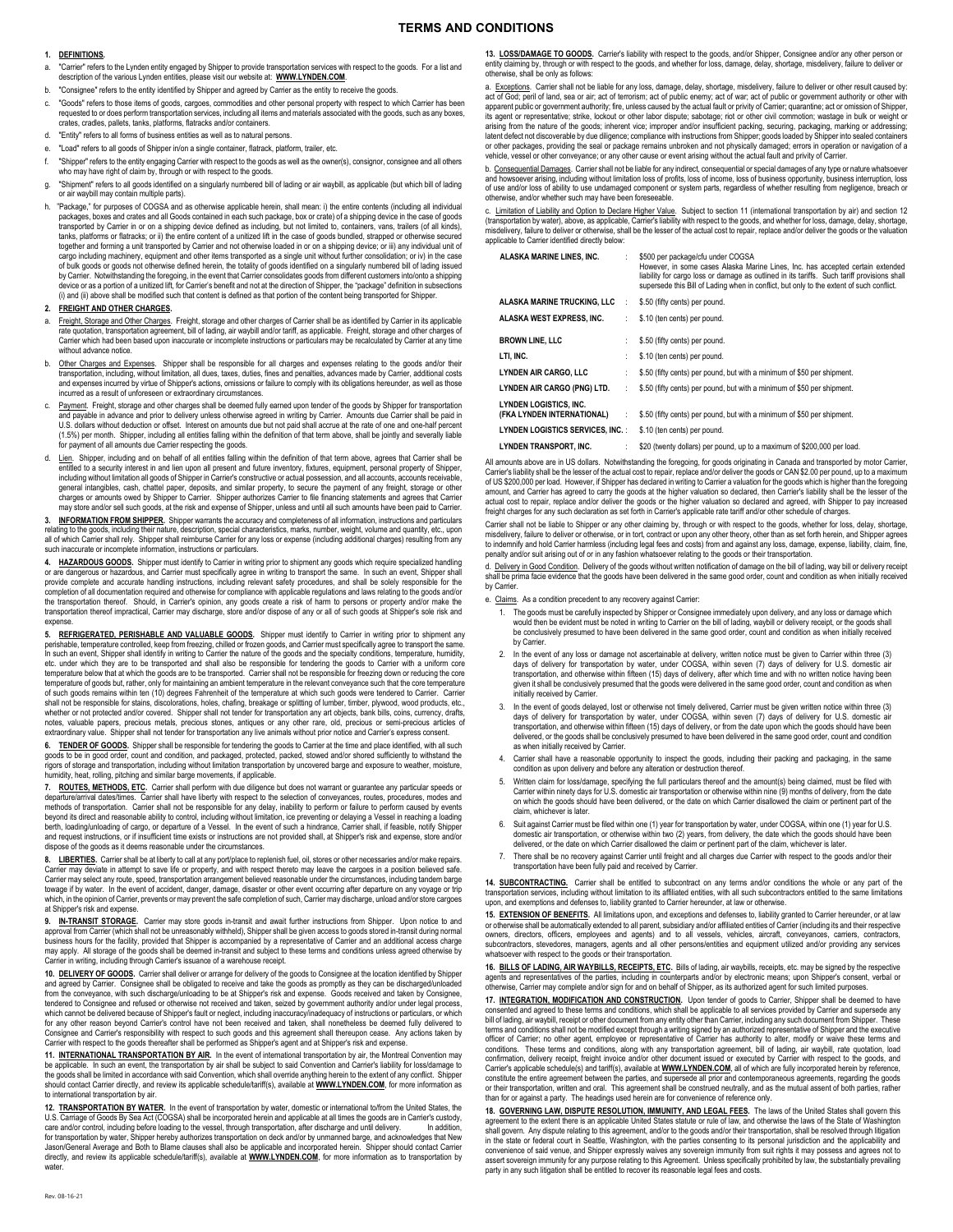# TERMS AND CONDITIONS

**1. DEFINITIONS.**

a. "Carrier" refers to the Lynden entity engaged by Shipper to provide transportation services with respect to the goods. For a list and description of the various Lynden entities, please visit our website at: **WWW.LYNDEN.COM**.

b. "Consignee" refers to the entity identified by Shipper and agreed by Carrier as the entity to receive the goods.

c. "Goods" refers to those items of goods, cargoes, commodities and other personal property with respect to which Carrier has been requested to or does perform transportation services, including all items and materials associated with the goods, such as any boxes, crates, cradles, pallets, tanks, platforms, flatracks and/or containers.

d. "Entity" refers to all forms of business entities as well as to natural persons.

e. "Load" refers to all goods of Shipper in/on a single container, flatrack, platform, trailer, etc.

f. "Shipper" refers to the entity engaging Carrier with respect to the goods as well as the owner(s), consignor, consignee and all others who may have right of claim by, through or with respect to the goods.

g. "Shipment" refers to all goods identified on a singularly numbered bill of lading or air waybill, as applicable (but which bill of lading or air waybill may contain multiple parts).

h. "Package," for purposes of COGSA and as otherwise applicable herein, shall mean: i) the entire contents (including all individual packages, boxes and crates and all Goods contained in each such package, box or crate) of a shipping device in the case of goods transported by Carrier in or on a shipping device defined as including, but not limited to, containers, vans, trailers (of all kinds), tanks, platforms or flatracks; or ii) the entire content of a unitized lift in the case of goods bundled, strapped or otherwise secured together and forming a unit transported by Carrier and not otherwise loaded in or on a shipping device; or iii) any individual unit of cargo including machinery, equipment and other items transported as a single unit without further consolidation; or iv) in the case of bulk goods or goods not otherwise defined herein, the totality of goods identified on a singularly numbered bill of lading issued by Carrier. Notwithstanding the foregoing, in the event that Carrier consolidates goods from different customers into/onto a shipping device or as a portion of a unitized lift, for Carrier's benefit and not at the direction of Shipper, the "package" definition in subsections (i) and (ii) above shall be modified such that content is defined as that portion of the content being transported for Shipper.

**2. FREIGHT AND OTHER CHARGES.**

a. Freight, Storage and Other Charges. Freight, storage and other charges of Carrier shall be as identified by Carrier in its applicable rate quotation, transportation agreement, bill of lading, air waybill and/or tariff, as applicable. Freight, storage and other charges of Carrier which had been based upon inaccurate or incomplete instructions or particulars may be recalculated by Carrier at any time without advance notice.

b. Other Charges and Expenses. Shipper shall be responsible for all charges and expenses relating to the goods and/or their transportation, including, without limitation, all dues, taxes, duties, fines and penalties, advances made by Carrier, additional costs and expenses incurred by virtue of Shipper's actions, omissions or failure to comply with its obligations hereunder, as well as those incurred as a result of unforeseen or extraordinary circumstances.

c. Payment. Freight, storage and other charges shall be deemed fully earned upon tender of the goods by Shipper for transportation and payable in advance and prior to delivery unless otherwise agreed in writing by Carrier. Amounts due Carrier shall be paid in U.S. dollars without deduction or offset. Interest on amounts due but not paid shall accrue at the rate of one and one-half percent (1.5%) per month. Shipper, including all entities falling within the definition of that term above, shall be jointly and severally liable for payment of all amounts due Carrier respecting the goods.

d. Lien. Shipper, including and on behalf of all entities falling within the definition of that term above, agrees that Carrier shall be entitled to a security interest in and lien upon all present and future inventory, fixtures, equipment, personal property of Shipper, including without limitation all goods of Shipper in Carrier's constructive or actual possession, and all accounts, accounts receivable, general intangibles, cash, chattel paper, deposits, and similar property, to secure the payment of any freight, storage or other charges or amounts owed by Shipper to Carrier. Shipper authorizes Carrier to file financing statements and agrees that Carrier may store and/or sell such goods, at the risk and expense of Shipper, unless and until all such amounts have been paid to Carrier.

**3. INFORMATION FROM SHIPPER.** Shipper warrants the accuracy and completeness of all information, instructions and particulars relating to the goods, including their nature, description, special characteristics, marks, number, weight, volume and quantity, etc., upon all of which Carrier shall rely. Shipper shall reimburse Carrier for any loss or expense (including additional charges) resulting from any such inaccurate or incomplete information, instructions or particulars.

**4. HAZARDOUS GOODS.** Shipper must identify to Carrier in writing prior to shipment any goods which require specialized handling or are dangerous or hazardous, and Carrier must specifically agree in writing to transport the same. In such an event, Shipper shall provide complete and accurate handling instructions, including relevant safety procedures, and shall be solely responsible for the completion of all documentation required and otherwise for compliance with applicable regulations and laws relating to the goods and/or the transportation thereof. Should, in Carrier's opinion, any goods create a risk of harm to persons or property and/or make the transportation thereof impractical, Carrier may discharge, store and/or dispose of any or all of such goods at Shipper's sole risk and expense.

**5. REFRIGERATED, PERISHABLE AND VALUABLE GOODS.** Shipper must identify to Carrier in writing prior to shipment any perishable, temperature controlled, keep from freezing, chilled or frozen goods, and Carrier must specifically agree to transport the same. In such an event, Shipper shall identify in writing to Carrier the nature of the goods and the specialty conditions, temperature, humidity, etc. under which they are to be transported and shall also be responsible for tendering the goods to Carrier with a uniform core temperature below that at which the goods are to be transported. Carrier shall not be responsible for freezing down or reducing the core temperature of goods but, rather, only for maintaining an ambient temperature in the relevant conveyance such that the core temperature of such goods remains within ten (10) degrees Fahrenheit of the temperature at which such goods were tendered to Carrier. Carrier shall not be responsible for stains, discolorations, holes, chafing, breakage or splitting of lumber, timber, plywood, wood products, etc., whether or not protected and/or covered. Shipper shall not tender for transportation any art objects, bank bills, coins, currency, drafts, notes, valuable papers, precious metals, precious stones, antiques or any other rare, old, precious or semi-precious articles of extraordinary value. Shipper shall not tender for transportation any live animals without prior notice and Carrier's express consent.

**6. TENDER OF GOODS.** Shipper shall be responsible for tendering the goods to Carrier at the time and place identified, with all such goods to be in good order, count and condition, and packaged, protected, packed, stowed and/or shored sufficiently to withstand the rigors of storage and transportation, including without limitation transportation by uncovered barge and exposure to weather, moisture, humidity, heat, rolling, pitching and similar barge movements, if applicable.

**7. ROUTES, METHODS, ETC.** Carrier shall perform with due diligence but does not warrant or guarantee any particular speeds or departure/arrival dates/times. Carrier shall have liberty with respect to the selection of conveyances, routes, procedures, modes and methods of transportation. Carrier shall not be responsible for any delay, inability to perform or failure to perform caused by events beyond its direct and reasonable ability to control, including without limitation, ice preventing or delaying a Vessel in reaching a loading berth, loading/unloading of cargo, or departure of a Vessel. In the event of such a hindrance, Carrier shall, if feasible, notify Shipper and request instructions, or if insufficient time exists or instructions are not provided shall, at Shipper's risk and expense, store and/or dispose of the goods as it deems reasonable under the circumstances.

**8. LIBERTIES.** Carrier shall be at liberty to call at any port/place to replenish fuel, oil, stores or other necessaries and/or make repairs. Carrier may deviate in attempt to save life or property, and with respect thereto may leave the cargoes in a position believed safe. Carrier may select any route, speed, transportation arrangement believed reasonable under the circumstances, including tandem barge towage if by water. In the event of accident, danger, damage, disaster or other event occurring after departure on any voyage or trip which, in the opinion of Carrier, prevents or may prevent the safe completion of such, Carrier may discharge, unload and/or store cargoes at Shipper's risk and expense.

**9. IN-TRANSIT STORAGE.** Carrier may store goods in-transit and await further instructions from Shipper. Upon notice to and approval from Carrier (which shall not be unreasonably withheld), Shipper shall be given access to goods stored in-transit during normal business hours for the facility, provided that Shipper is accompanied by a representative of Carrier and an additional access charge may apply. All storage of the goods shall be deemed in-transit and subject to these terms and conditions unless agreed otherwise by Carrier in writing, including through Carrier's issuance of a warehouse receipt.

**10. DELIVERY OF GOODS.** Carrier shall deliver or arrange for delivery of the goods to Consignee at the location identified by Shipper and agreed by Carrier. Consignee shall be obligated to receive and take the goods as promptly as they can be discharged/unloaded from the conveyance, with such discharge/unloading to be at Shipper's risk and expense. Goods received and taken by Consignee, tendered to Consignee and refused or otherwise not received and taken, seized by government authority and/or under legal process, which cannot be delivered because of Shipper's fault or neglect, including inaccuracy/inadequacy of instructions or particulars, or which for any other reason beyond Carrier's control have not been received and taken, shall nonetheless be deemed fully delivered to Consignee and Carrier's responsibility with respect to such goods and this agreement shall thereupon cease. Any actions taken by Carrier with respect to the goods thereafter shall be performed as Shipper's agent and at Shipper's risk and expense.

**11. INTERNATIONAL TRANSPORTATION BY AIR.** In the event of international transportation by air, the Montreal Convention may be applicable. In such an event, the transportation by air shall be subject to said Convention and Carrier's liability for loss/damage to the goods shall be limited in accordance with said Convention, which shall override anything herein to the extent of any conflict. Shipper should contact Carrier directly, and review its applicable schedule/tariff(s), available at **WWW.LYNDEN.COM**, for more information as to international transportation by air.

**12. TRANSPORTATION BY WATER.** In the event of transportation by water, domestic or international to/from the United States, the U.S. Carriage of Goods By Sea Act (COGSA) shall be incorporated herein and applicable at all times the goods are in Carrier's custody, care and/or control, including before loading to the vessel, through transportation, after discharge and until delivery. In addition, for transportation by water, Shipper hereby authorizes transportation on deck and/or by unmanned barge, and acknowledges that New Jason/General Average and Both to Blame clauses shall also be applicable and incorporated herein. Shipper should contact Carrier directly, and review its applicable schedule/tariff(s), available at **WWW.LYNDEN.COM**, for more information as to transportation by water.

**13. LOSS/DAMAGE TO GOODS.** Carrier's liability with respect to the goods, and/or Shipper, Consignee and/or any other person or entity claiming by, through or with respect to the goods, and whether for loss, damage, delay, shortage, misdelivery, failure to deliver or otherwise, shall be only as follows:

a. Exceptions. Carrier shall not be liable for any loss, damage, delay, shortage, misdelivery, failure to deliver or other result caused by: act of God; peril of land, sea or air; act of terrorism; act of public enemy; act of war; act of public or government authority or other with apparent public or government authority; fire, unless caused by the actual fault or privity of Carrier; quarantine; act or omission of Shipper, its agent or representative; strike, lockout or other labor dispute; sabotage; riot or other civil commotion; wastage in bulk or weight or arising from the nature of the goods; inherent vice; improper and/or insufficient packing, securing, packaging, marking or addressing; latent defect not discoverable by due diligence; compliance with instructions from Shipper; goods loaded by Shipper into sealed containers or other packages, providing the seal or package remains unbroken and not physically damaged; errors in operation or navigation of a vehicle, vessel or other conveyance; or any other cause or event arising without the actual fault and privity of Carrier.

b. Consequential Damages. Carrier shall not be liable for any indirect, consequential or special damages of any type or nature whatsoever and howsoever arising, including without limitation loss of profits, loss of income, loss of business opportunity, business interruption, loss of use and/or loss of ability to use undamaged component or system parts, regardless of whether resulting from negligence, breach or otherwise, and/or whether such may have been foreseeable.

c. Limitation of Liability and Option to Declare Higher Value. Subject to section 11 (international transportation by air) and section 12 (transportation by water), above, as applicable, Carrier's liability with respect to the goods, and whether for loss, damage, delay, shortage, misdelivery, failure to deliver or otherwise, shall be the lesser of the actual cost to repair, replace and/or deliver the goods or the valuation applicable to Carrier identified directly below:

| | | |
|---|---|---|
| **ALASKA MARINE LINES, INC.** | : | $500 per package/cfu under COGSA However, in some cases Alaska Marine Lines, Inc. has accepted certain extended liability for cargo loss or damage as outlined in its tariffs. Such tariff provisions shall supersede this Bill of Lading when in conflict, but only to the extent of such conflict. |
| **ALASKA MARINE TRUCKING, LLC** | : | $.50 (fifty cents) per pound. |
| **ALASKA WEST EXPRESS, INC.** | : | $.10 (ten cents) per pound. |
| **BROWN LINE, LLC** | : | $.50 (fifty cents) per pound. |
| **LTI, INC.** | : | $.10 (ten cents) per pound. |
| **LYNDEN AIR CARGO, LLC** | : | $.50 (fifty cents) per pound, but with a minimum of $50 per shipment. |
| **LYNDEN AIR CARGO (PNG) LTD.** | : | $.50 (fifty cents) per pound, but with a minimum of $50 per shipment. |
| **LYNDEN LOGISTICS, INC. (FKA LYNDEN INTERNATIONAL)** | : | $.50 (fifty cents) per pound, but with a minimum of $50 per shipment. |
| **LYNDEN LOGISTICS SERVICES, INC.** | : | $.10 (ten cents) per pound. |
| **LYNDEN TRANSPORT, INC.** | : | $20 (twenty dollars) per pound, up to a maximum of $200,000 per load. |

All amounts above are in US dollars. Notwithstanding the foregoing, for goods originating in Canada and transported by motor Carrier, Carrier's liability shall be the lesser of the actual cost to repair, replace and/or deliver the goods or CAN $2.00 per pound, up to a maximum of US $200,000 per load. However, if Shipper has declared in writing to Carrier a valuation for the goods which is higher than the foregoing amount, and Carrier has agreed to carry the goods at the higher valuation so declared, then Carrier's liability shall be the lesser of the actual cost to repair, replace and/or deliver the goods or the higher valuation so declared and agreed, with Shipper to pay increased freight charges for any such declaration as set forth in Carrier's applicable rate tariff and/or other schedule of charges.

Carrier shall not be liable to Shipper or any other claiming by, through or with respect to the goods, whether for loss, delay, shortage, misdelivery, failure to deliver or otherwise, or in tort, contract or upon any other theory, other than as set forth herein, and Shipper agrees to indemnify and hold Carrier harmless (including legal fees and costs) from and against any loss, damage, expense, liability, claim, fine, penalty and/or suit arising out of or in any fashion whatsoever relating to the goods or their transportation.

d. Delivery in Good Condition. Delivery of the goods without written notification of damage on the bill of lading, way bill or delivery receipt shall be prima facie evidence that the goods have been delivered in the same good order, count and condition as when initially received by Carrier.

e. Claims. As a condition precedent to any recovery against Carrier:

1. The goods must be carefully inspected by Shipper or Consignee immediately upon delivery, and any loss or damage which would then be evident must be noted in writing to Carrier on the bill of lading, waybill or delivery receipt, or the goods shall be conclusively presumed to have been delivered in the same good order, count and condition as when initially received by Carrier.
2. In the event of any loss or damage not ascertainable at delivery, written notice must be given to Carrier within three (3) days of delivery for transportation by water, under COGSA, within seven (7) days of delivery for U.S. domestic air transportation, and otherwise within fifteen (15) days of delivery, after which time and with no written notice having been given it shall be conclusively presumed that the goods were delivered in the same good order, count and condition as when initially received by Carrier.
3. In the event of goods delayed, lost or otherwise not timely delivered, Carrier must be given written notice within three (3) days of delivery for transportation by water, under COGSA, within seven (7) days of delivery for U.S. domestic air transportation, and otherwise within fifteen (15) days of delivery, or from the date upon which the goods should have been delivered, or the goods shall be conclusively presumed to have been delivered in the same good order, count and condition as when initially received by Carrier.
4. Carrier shall have a reasonable opportunity to inspect the goods, including their packing and packaging, in the same condition as upon delivery and before any alteration or destruction thereof.
5. Written claim for loss/damage, specifying the full particulars thereof and the amount(s) being claimed, must be filed with Carrier within ninety days for U.S. domestic air transportation or otherwise within nine (9) months of delivery, from the date on which the goods should have been delivered, or the date on which Carrier disallowed the claim or pertinent part of the claim, whichever is later.
6. Suit against Carrier must be filed within one (1) year for transportation by water, under COGSA, within one (1) year for U.S. domestic air transportation, or otherwise within two (2) years, from delivery, the date which the goods should have been delivered, or the date on which Carrier disallowed the claim or pertinent part of the claim, whichever is later.
7. There shall be no recovery against Carrier until freight and all charges due Carrier with respect to the goods and/or their transportation have been fully paid and received by Carrier.

**14. SUBCONTRACTING.** Carrier shall be entitled to subcontract on any terms and/or conditions the whole or any part of the transportation services, including without limitation to its affiliated entities, with all such subcontractors entitled to the same limitations upon, and exemptions and defenses to, liability granted to Carrier hereunder, at law or otherwise.

**15. EXTENSION OF BENEFITS.** All limitations upon, and exceptions and defenses to, liability granted to Carrier hereunder, or at law or otherwise shall be automatically extended to all parent, subsidiary and/or affiliated entities of Carrier (including its and their respective owners, directors, officers, employees and agents) and to all vessels, vehicles, aircraft, conveyances, carriers, contractors, subcontractors, stevedores, managers, agents and all other persons/entities and equipment utilized and/or providing any services whatsoever with respect to the goods or their transportation.

**16. BILLS OF LADING, AIR WAYBILLS, RECEIPTS, ETC.** Bills of lading, air waybills, receipts, etc. may be signed by the respective agents and representatives of the parties, including in counterparts and/or by electronic means; upon Shipper's consent, verbal or otherwise, Carrier may complete and/or sign for and on behalf of Shipper, as its authorized agent for such limited purposes.

**17. INTEGRATION, MODIFICATION AND CONSTRUCTION.** Upon tender of goods to Carrier, Shipper shall be deemed to have consented and agreed to these terms and conditions, which shall be applicable to all services provided by Carrier and supersede any bill of lading, air waybill, receipt or other document from any entity other than Carrier, including any such document from Shipper. These terms and conditions shall not be modified except through a writing signed by an authorized representative of Shipper and the executive officer of Carrier; no other agent, employee or representative of Carrier has authority to alter, modify or waive these terms and conditions. These terms and conditions, along with any transportation agreement, bill of lading, air waybill, rate quotation, load confirmation, delivery receipt, freight invoice and/or other document issued or executed by Carrier with respect to the goods, and Carrier's applicable schedule(s) and tariff(s), available at **WWW.LYNDEN.COM**, all of which are fully incorporated herein by reference, constitute the entire agreement between the parties, and supersede all prior and contemporaneous agreements, regarding the goods or their transportation, written and oral. This agreement shall be construed neutrally, and as the mutual assent of both parties, rather than for or against a party. The headings used herein are for convenience of reference only.

**18. GOVERNING LAW, DISPUTE RESOLUTION, IMMUNITY, AND LEGAL FEES.** The laws of the United States shall govern this agreement to the extent there is an applicable United States statute or rule of law, and otherwise the laws of the State of Washington shall govern. Any dispute relating to this agreement, and/or to the goods and/or their transportation, shall be resolved through litigation in the state or federal court in Seattle, Washington, with the parties consenting to its personal jurisdiction and the applicability and convenience of said venue, and Shipper expressly waives any sovereign immunity from suit rights it may possess and agrees not to assert sovereign immunity for any purpose relating to this Agreement. Unless specifically prohibited by law, the substantially prevailing party in any such litigation shall be entitled to recover its reasonable legal fees and costs.

Rev. 08-16-21